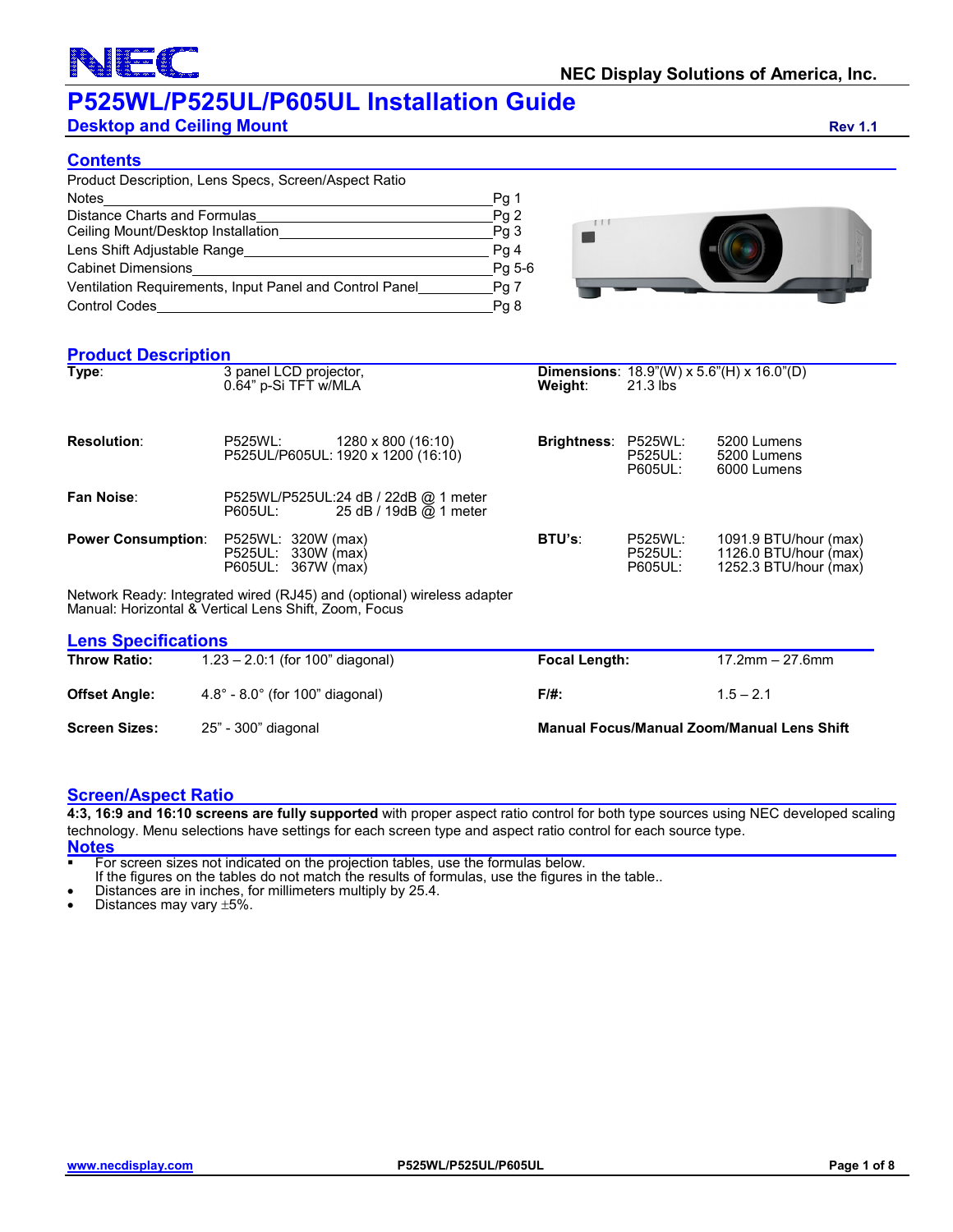NEC Display Solutions of America, Inc.

# P525WL/P525UL/P605UL Installation Guide

## Desktop and Ceiling Mount

Rev 1.1

## Contents

| | |
|---|---|
| Product Description, Lens Specs, Screen/Aspect Ratio | |
| Notes | Pg 1 |
| Distance Charts and Formulas | Pg 2 |
| Ceiling Mount/Desktop Installation | Pg 3 |
| Lens Shift Adjustable Range | Pg 4 |
| Cabinet Dimensions | Pg 5-6 |
| Ventilation Requirements, Input Panel and Control Panel | Pg 7 |
| Control Codes | Pg 8 |

## Product Description

**Type**: 3 panel LCD projector, 0.64" p-Si TFT w/MLA

**Dimensions**: 18.9"(W) x 5.6"(H) x 16.0"(D)
**Weight**: 21.3 lbs

**Resolution**:
P525WL: 1280 x 800 (16:10)
P525UL/P605UL: 1920 x 1200 (16:10)

**Brightness**:
P525WL: 5200 Lumens
P525UL: 5200 Lumens
P605UL: 6000 Lumens

**Fan Noise**:
P525WL/P525UL: 24 dB / 22dB @ 1 meter
P605UL: 25 dB / 19dB @ 1 meter

**Power Consumption**:
P525WL: 320W (max)
P525UL: 330W (max)
P605UL: 367W (max)

**BTU's**:
P525WL: 1091.9 BTU/hour (max)
P525UL: 1126.0 BTU/hour (max)
P605UL: 1252.3 BTU/hour (max)

Network Ready: Integrated wired (RJ45) and (optional) wireless adapter
Manual: Horizontal & Vertical Lens Shift, Zoom, Focus

## Lens Specifications

| | | | |
|---|---|---|---|
| **Throw Ratio:** | 1.23 – 2.0:1 (for 100" diagonal) | **Focal Length:** | 17.2mm – 27.6mm |
| **Offset Angle:** | 4.8° - 8.0° (for 100" diagonal) | **F/#:** | 1.5 – 2.1 |
| **Screen Sizes:** | 25" - 300" diagonal | **Manual Focus/Manual Zoom/Manual Lens Shift** | |

## Screen/Aspect Ratio

**4:3, 16:9 and 16:10 screens are fully supported** with proper aspect ratio control for both type sources using NEC developed scaling technology. Menu selections have settings for each screen type and aspect ratio control for each source type.

## Notes

- For screen sizes not indicated on the projection tables, use the formulas below.
  If the figures on the tables do not match the results of formulas, use the figures in the table..
- Distances are in inches, for millimeters multiply by 25.4.
- Distances may vary ±5%.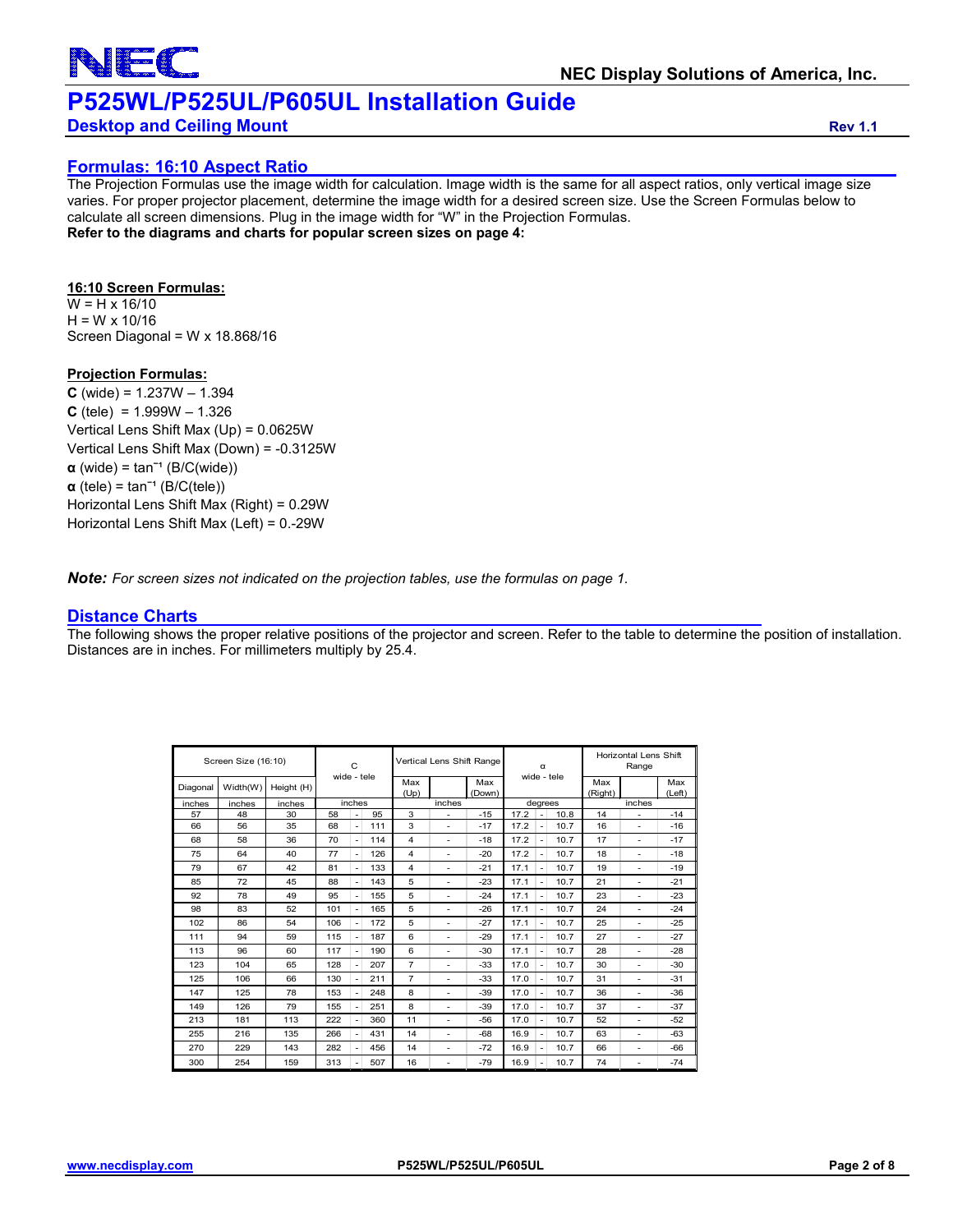# P525WL/P525UL/P605UL Installation Guide

**Desktop and Ceiling Mount**

**Rev 1.1**

## Formulas: 16:10 Aspect Ratio

The Projection Formulas use the image width for calculation. Image width is the same for all aspect ratios, only vertical image size varies. For proper projector placement, determine the image width for a desired screen size. Use the Screen Formulas below to calculate all screen dimensions. Plug in the image width for "W" in the Projection Formulas.
**Refer to the diagrams and charts for popular screen sizes on page 4:**

**16:10 Screen Formulas:**

W = H x 16/10
H = W x 10/16
Screen Diagonal = W x 18.868/16

**Projection Formulas:**

**C** (wide) = 1.237W – 1.394
**C** (tele) = 1.999W – 1.326
Vertical Lens Shift Max (Up) = 0.0625W
Vertical Lens Shift Max (Down) = -0.3125W
**α** (wide) = $\tan^{-1}$ (B/C(wide))
**α** (tele) = $\tan^{-1}$ (B/C(tele))
Horizontal Lens Shift Max (Right) = 0.29W
Horizontal Lens Shift Max (Left) = 0.-29W

***Note:*** *For screen sizes not indicated on the projection tables, use the formulas on page 1.*

## Distance Charts

The following shows the proper relative positions of the projector and screen. Refer to the table to determine the position of installation. Distances are in inches. For millimeters multiply by 25.4.

| Screen Size (16:10) | | | C wide - tele | | | Vertical Lens Shift Range | | | α wide - tele | | | Horizontal Lens Shift Range | | |
|---|---|---|---|---|---|---|---|---|---|---|---|---|---|---|
| Diagonal | Width(W) | Height (H) | | | | Max (Up) | | Max (Down) | | | | Max (Right) | | Max (Left) |
| inches | inches | inches | inches | | | inches | | | degrees | | | inches | | |
| 57 | 48 | 30 | 58 | - | 95 | 3 | - | -15 | 17.2 | - | 10.8 | 14 | - | -14 |
| 66 | 56 | 35 | 68 | - | 111 | 3 | - | -17 | 17.2 | - | 10.7 | 16 | - | -16 |
| 68 | 58 | 36 | 70 | - | 114 | 4 | - | -18 | 17.2 | - | 10.7 | 17 | - | -17 |
| 75 | 64 | 40 | 77 | - | 126 | 4 | - | -20 | 17.2 | - | 10.7 | 18 | - | -18 |
| 79 | 67 | 42 | 81 | - | 133 | 4 | - | -21 | 17.1 | - | 10.7 | 19 | - | -19 |
| 85 | 72 | 45 | 88 | - | 143 | 5 | - | -23 | 17.1 | - | 10.7 | 21 | - | -21 |
| 92 | 78 | 49 | 95 | - | 155 | 5 | - | -24 | 17.1 | - | 10.7 | 23 | - | -23 |
| 98 | 83 | 52 | 101 | - | 165 | 5 | - | -26 | 17.1 | - | 10.7 | 24 | - | -24 |
| 102 | 86 | 54 | 106 | - | 172 | 5 | - | -27 | 17.1 | - | 10.7 | 25 | - | -25 |
| 111 | 94 | 59 | 115 | - | 187 | 6 | - | -29 | 17.1 | - | 10.7 | 27 | - | -27 |
| 113 | 96 | 60 | 117 | - | 190 | 6 | - | -30 | 17.1 | - | 10.7 | 28 | - | -28 |
| 123 | 104 | 65 | 128 | - | 207 | 7 | - | -33 | 17.0 | - | 10.7 | 30 | - | -30 |
| 125 | 106 | 66 | 130 | - | 211 | 7 | - | -33 | 17.0 | - | 10.7 | 31 | - | -31 |
| 147 | 125 | 78 | 153 | - | 248 | 8 | - | -39 | 17.0 | - | 10.7 | 36 | - | -36 |
| 149 | 126 | 79 | 155 | - | 251 | 8 | - | -39 | 17.0 | - | 10.7 | 37 | - | -37 |
| 213 | 181 | 113 | 222 | - | 360 | 11 | - | -56 | 17.0 | - | 10.7 | 52 | - | -52 |
| 255 | 216 | 135 | 266 | - | 431 | 14 | - | -68 | 16.9 | - | 10.7 | 63 | - | -63 |
| 270 | 229 | 143 | 282 | - | 456 | 14 | - | -72 | 16.9 | - | 10.7 | 66 | - | -66 |
| 300 | 254 | 159 | 313 | - | 507 | 16 | - | -79 | 16.9 | - | 10.7 | 74 | - | -74 |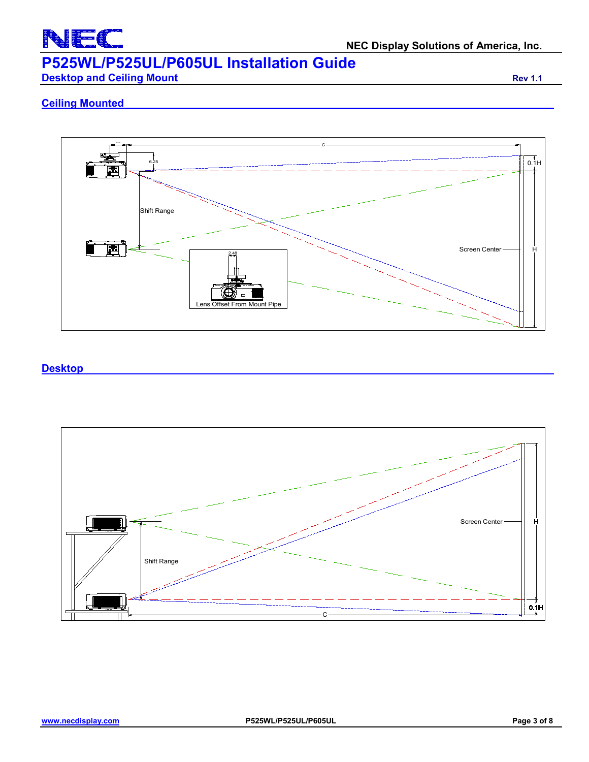## Ceiling Mounted

C

6.25

0.1H

Shift Range

Screen Center

H

2.48

Lens Offset From Mount Pipe

## Desktop

Screen Center

H

Shift Range

0.1H

C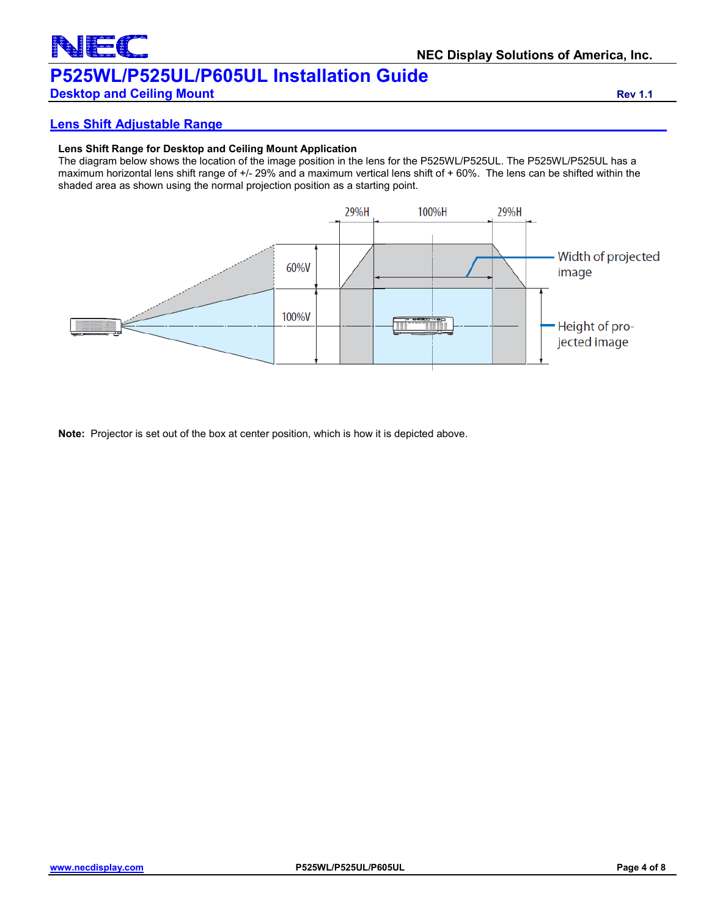## Lens Shift Adjustable Range

**Lens Shift Range for Desktop and Ceiling Mount Application**

The diagram below shows the location of the image position in the lens for the P525WL/P525UL. The P525WL/P525UL has a maximum horizontal lens shift range of +/- 29% and a maximum vertical lens shift of + 60%. The lens can be shifted within the shaded area as shown using the normal projection position as a starting point.

**Note:** Projector is set out of the box at center position, which is how it is depicted above.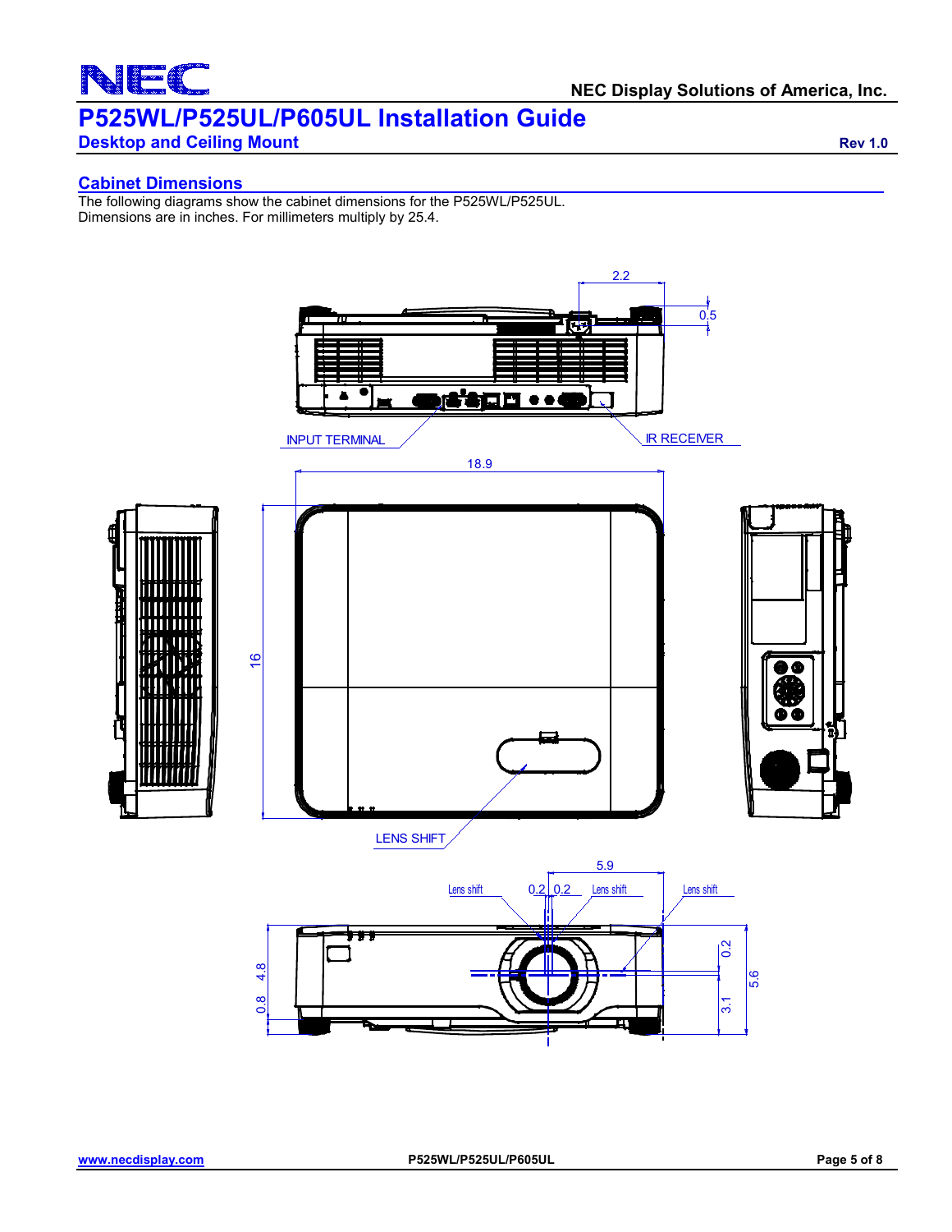## Cabinet Dimensions

The following diagrams show the cabinet dimensions for the P525WL/P525UL.
Dimensions are in inches. For millimeters multiply by 25.4.

2.2

0.5

INPUT TERMINAL

IR RECEIVER

18.9

16

LENS SHIFT

5.9

Lens shift 0.2 0.2 Lens shift Lens shift

4.8

0.8

0.2

5.6

3.1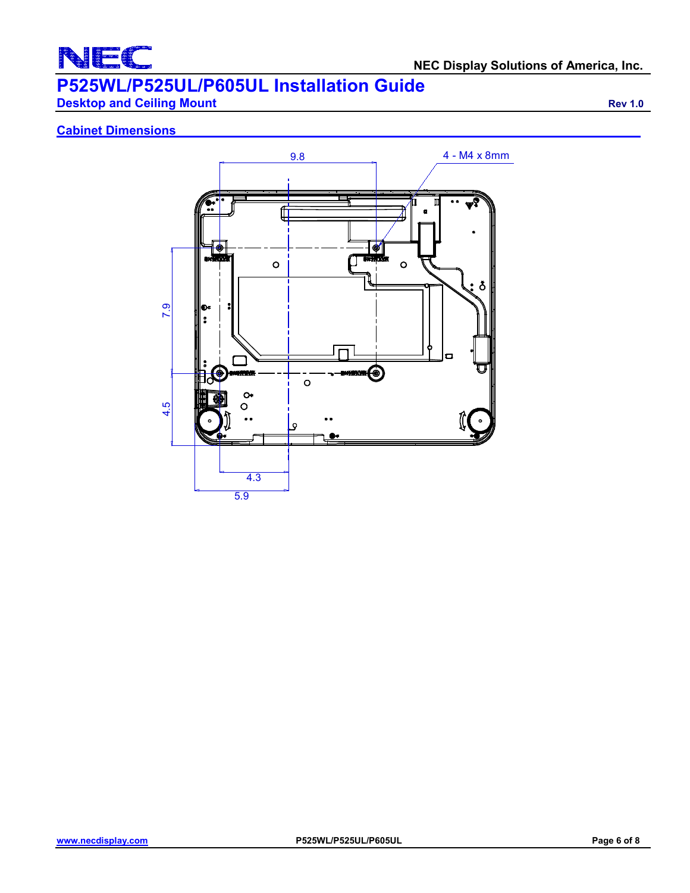## Cabinet Dimensions

9.8

4 - M4 x 8mm

7.9

4.5

4.3

5.9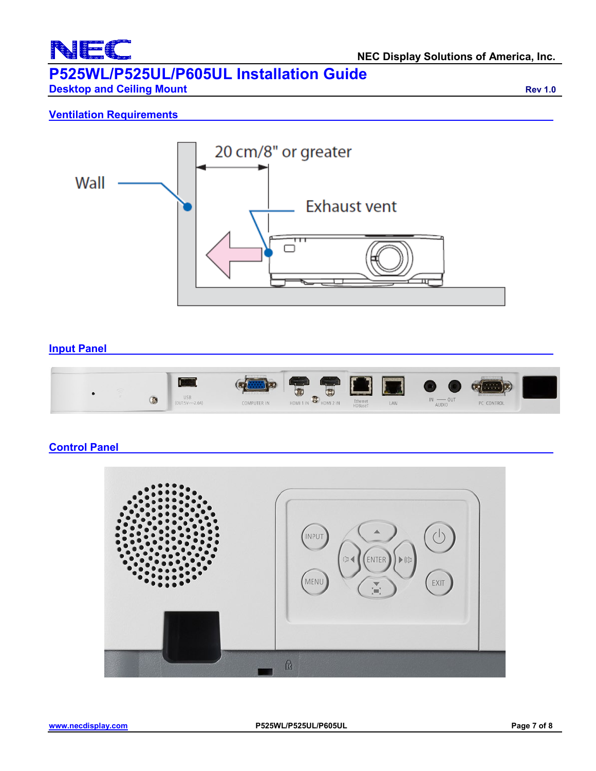## Ventilation Requirements

Wall

20 cm/8" or greater

Exhaust vent

## Input Panel

USB (OUT:5V⎓2.0A)

COMPUTER IN

HDMI 1 IN

HDMI 2 IN

Ethernet HDBaseT

LAN

IN — OUT AUDIO

PC CONTROL

## Control Panel

INPUT

ENTER

MENU

EXIT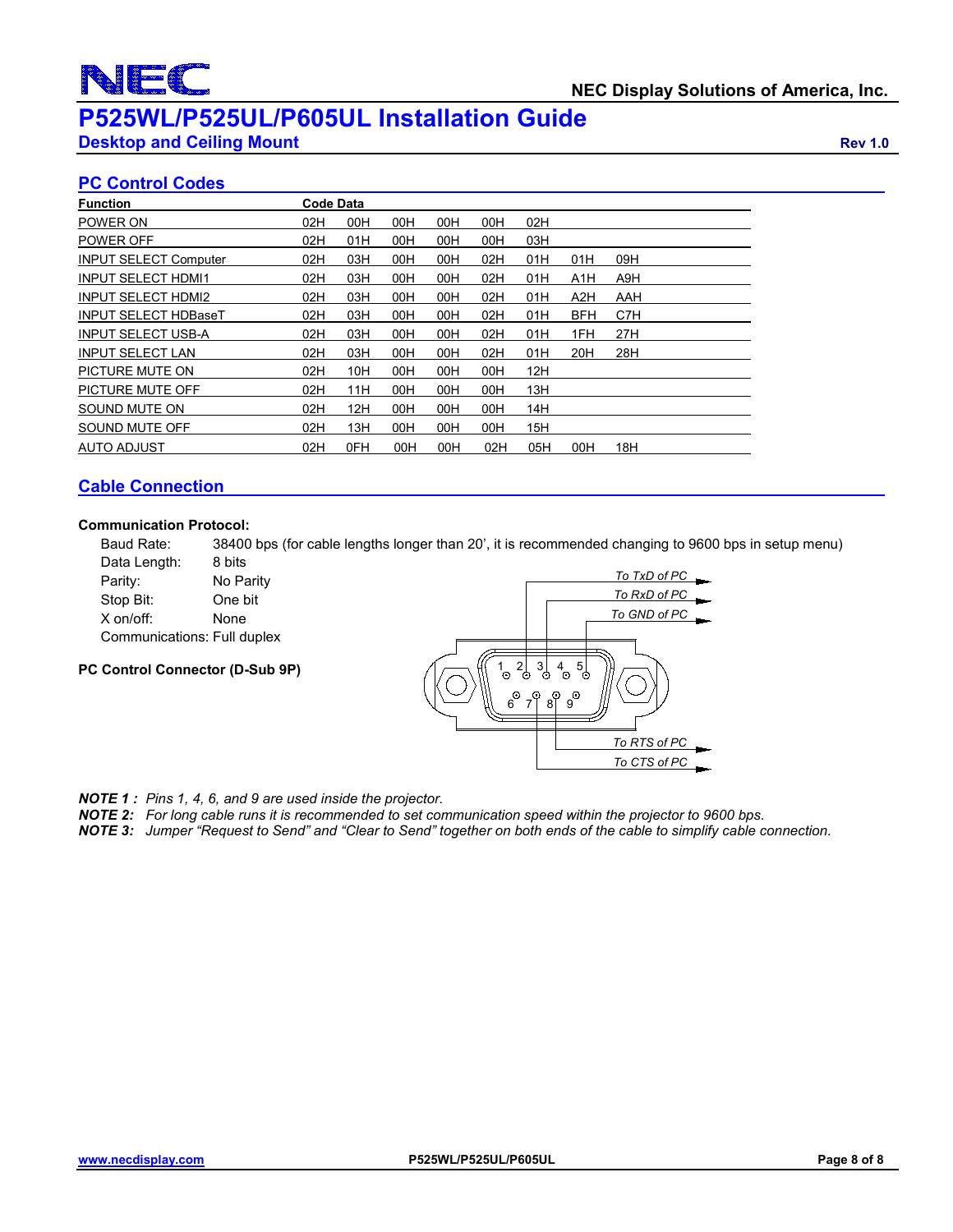## PC Control Codes

| Function | Code Data | | | | | | | |
|---|---|---|---|---|---|---|---|---|
| POWER ON | 02H | 00H | 00H | 00H | 00H | 02H | | |
| POWER OFF | 02H | 01H | 00H | 00H | 00H | 03H | | |
| INPUT SELECT Computer | 02H | 03H | 00H | 00H | 02H | 01H | 01H | 09H |
| INPUT SELECT HDMI1 | 02H | 03H | 00H | 00H | 02H | 01H | A1H | A9H |
| INPUT SELECT HDMI2 | 02H | 03H | 00H | 00H | 02H | 01H | A2H | AAH |
| INPUT SELECT HDBaseT | 02H | 03H | 00H | 00H | 02H | 01H | BFH | C7H |
| INPUT SELECT USB-A | 02H | 03H | 00H | 00H | 02H | 01H | 1FH | 27H |
| INPUT SELECT LAN | 02H | 03H | 00H | 00H | 02H | 01H | 20H | 28H |
| PICTURE MUTE ON | 02H | 10H | 00H | 00H | 00H | 12H | | |
| PICTURE MUTE OFF | 02H | 11H | 00H | 00H | 00H | 13H | | |
| SOUND MUTE ON | 02H | 12H | 00H | 00H | 00H | 14H | | |
| SOUND MUTE OFF | 02H | 13H | 00H | 00H | 00H | 15H | | |
| AUTO ADJUST | 02H | 0FH | 00H | 00H | 02H | 05H | 00H | 18H |

## Cable Connection

**Communication Protocol:**

Baud Rate: 38400 bps (for cable lengths longer than 20', it is recommended changing to 9600 bps in setup menu)
Data Length: 8 bits
Parity: No Parity
Stop Bit: One bit
X on/off: None
Communications: Full duplex

**PC Control Connector (D-Sub 9P)**

To TxD of PC
To RxD of PC
To GND of PC
1 2 3 4 5
6 7 8 9
To RTS of PC
To CTS of PC

***NOTE 1 :*** *Pins 1, 4, 6, and 9 are used inside the projector.*
***NOTE 2:*** *For long cable runs it is recommended to set communication speed within the projector to 9600 bps.*
***NOTE 3:*** *Jumper "Request to Send" and "Clear to Send" together on both ends of the cable to simplify cable connection.*